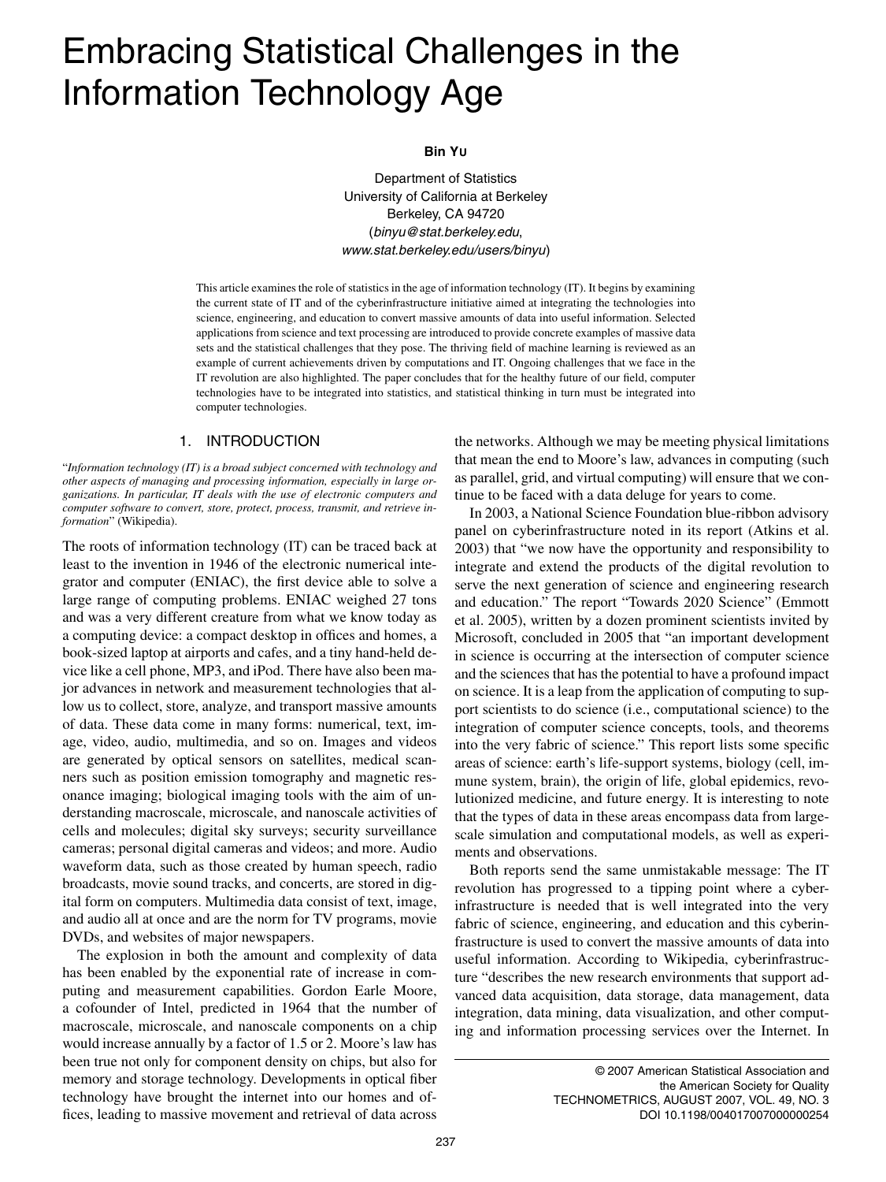# Embracing Statistical Challenges in the Information Technology Age

**Bin Yu**

Department of Statistics
University of California at Berkeley
Berkeley, CA 94720
(*binyu@stat.berkeley.edu*, *www.stat.berkeley.edu/users/binyu*)

This article examines the role of statistics in the age of information technology (IT). It begins by examining the current state of IT and of the cyberinfrastructure initiative aimed at integrating the technologies into science, engineering, and education to convert massive amounts of data into useful information. Selected applications from science and text processing are introduced to provide concrete examples of massive data sets and the statistical challenges that they pose. The thriving field of machine learning is reviewed as an example of current achievements driven by computations and IT. Ongoing challenges that we face in the IT revolution are also highlighted. The paper concludes that for the healthy future of our field, computer technologies have to be integrated into statistics, and statistical thinking in turn must be integrated into computer technologies.

## 1. INTRODUCTION

"*Information technology (IT) is a broad subject concerned with technology and other aspects of managing and processing information, especially in large organizations. In particular, IT deals with the use of electronic computers and computer software to convert, store, protect, process, transmit, and retrieve information*" (Wikipedia).

The roots of information technology (IT) can be traced back at least to the invention in 1946 of the electronic numerical integrator and computer (ENIAC), the first device able to solve a large range of computing problems. ENIAC weighed 27 tons and was a very different creature from what we know today as a computing device: a compact desktop in offices and homes, a book-sized laptop at airports and cafes, and a tiny hand-held device like a cell phone, MP3, and iPod. There have also been major advances in network and measurement technologies that allow us to collect, store, analyze, and transport massive amounts of data. These data come in many forms: numerical, text, image, video, audio, multimedia, and so on. Images and videos are generated by optical sensors on satellites, medical scanners such as position emission tomography and magnetic resonance imaging; biological imaging tools with the aim of understanding macroscale, microscale, and nanoscale activities of cells and molecules; digital sky surveys; security surveillance cameras; personal digital cameras and videos; and more. Audio waveform data, such as those created by human speech, radio broadcasts, movie sound tracks, and concerts, are stored in digital form on computers. Multimedia data consist of text, image, and audio all at once and are the norm for TV programs, movie DVDs, and websites of major newspapers.

The explosion in both the amount and complexity of data has been enabled by the exponential rate of increase in computing and measurement capabilities. Gordon Earle Moore, a cofounder of Intel, predicted in 1964 that the number of macroscale, microscale, and nanoscale components on a chip would increase annually by a factor of 1.5 or 2. Moore's law has been true not only for component density on chips, but also for memory and storage technology. Developments in optical fiber technology have brought the internet into our homes and offices, leading to massive movement and retrieval of data across the networks. Although we may be meeting physical limitations that mean the end to Moore's law, advances in computing (such as parallel, grid, and virtual computing) will ensure that we continue to be faced with a data deluge for years to come.

In 2003, a National Science Foundation blue-ribbon advisory panel on cyberinfrastructure noted in its report (Atkins et al. 2003) that "we now have the opportunity and responsibility to integrate and extend the products of the digital revolution to serve the next generation of science and engineering research and education." The report "Towards 2020 Science" (Emmott et al. 2005), written by a dozen prominent scientists invited by Microsoft, concluded in 2005 that "an important development in science is occurring at the intersection of computer science and the sciences that has the potential to have a profound impact on science. It is a leap from the application of computing to support scientists to do science (i.e., computational science) to the integration of computer science concepts, tools, and theorems into the very fabric of science." This report lists some specific areas of science: earth's life-support systems, biology (cell, immune system, brain), the origin of life, global epidemics, revolutionized medicine, and future energy. It is interesting to note that the types of data in these areas encompass data from large-scale simulation and computational models, as well as experiments and observations.

Both reports send the same unmistakable message: The IT revolution has progressed to a tipping point where a cyberinfrastructure is needed that is well integrated into the very fabric of science, engineering, and education and this cyberinfrastructure is used to convert the massive amounts of data into useful information. According to Wikipedia, cyberinfrastructure "describes the new research environments that support advanced data acquisition, data storage, data management, data integration, data mining, data visualization, and other computing and information processing services over the Internet. In

© 2007 American Statistical Association and
the American Society for Quality
TECHNOMETRICS, AUGUST 2007, VOL. 49, NO. 3
DOI 10.1198/004017007000000254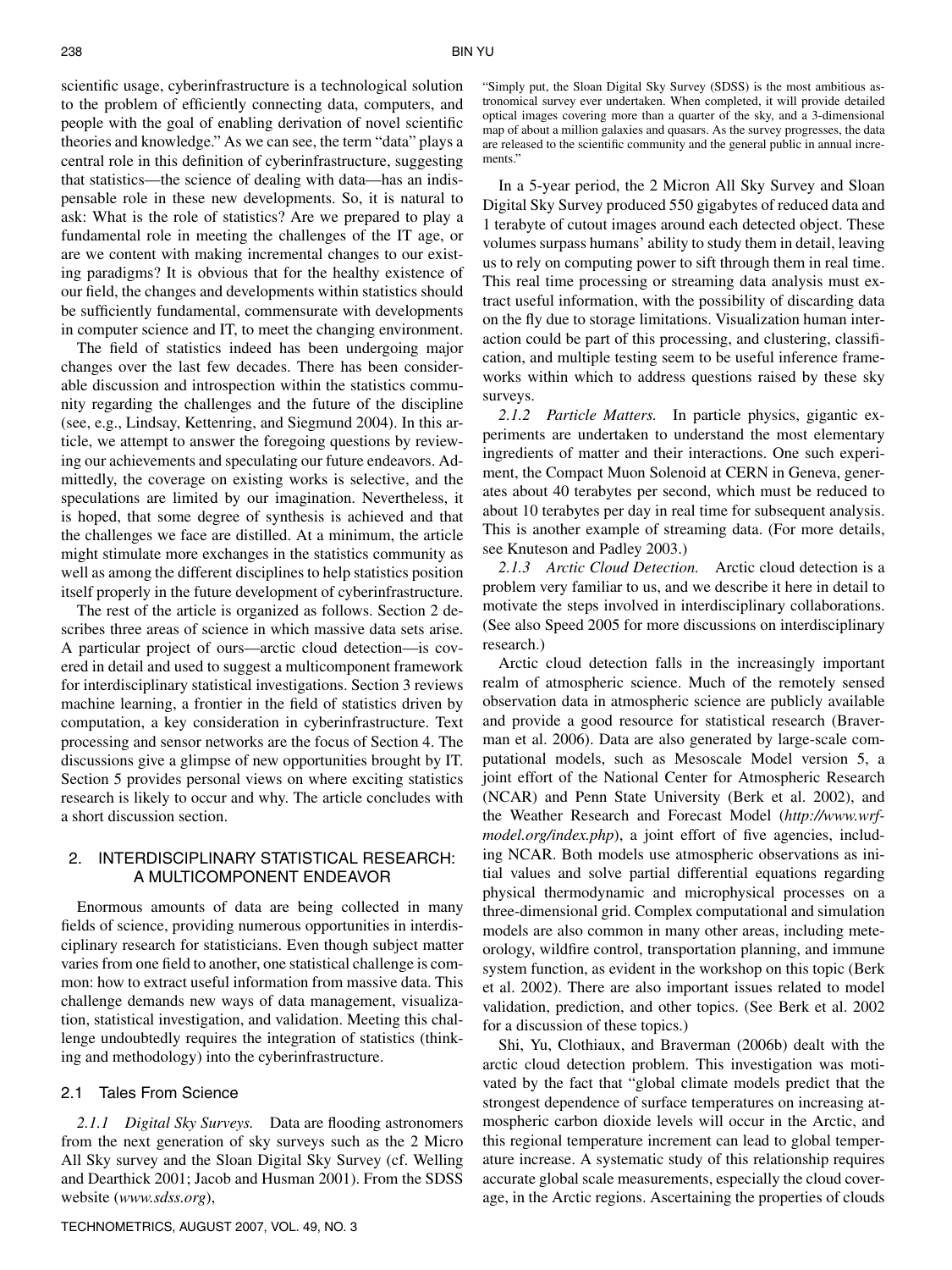scientific usage, cyberinfrastructure is a technological solution to the problem of efficiently connecting data, computers, and people with the goal of enabling derivation of novel scientific theories and knowledge." As we can see, the term "data" plays a central role in this definition of cyberinfrastructure, suggesting that statistics—the science of dealing with data—has an indispensable role in these new developments. So, it is natural to ask: What is the role of statistics? Are we prepared to play a fundamental role in meeting the challenges of the IT age, or are we content with making incremental changes to our existing paradigms? It is obvious that for the healthy existence of our field, the changes and developments within statistics should be sufficiently fundamental, commensurate with developments in computer science and IT, to meet the changing environment.

The field of statistics indeed has been undergoing major changes over the last few decades. There has been considerable discussion and introspection within the statistics community regarding the challenges and the future of the discipline (see, e.g., Lindsay, Kettenring, and Siegmund 2004). In this article, we attempt to answer the foregoing questions by reviewing our achievements and speculating our future endeavors. Admittedly, the coverage on existing works is selective, and the speculations are limited by our imagination. Nevertheless, it is hoped, that some degree of synthesis is achieved and that the challenges we face are distilled. At a minimum, the article might stimulate more exchanges in the statistics community as well as among the different disciplines to help statistics position itself properly in the future development of cyberinfrastructure.

The rest of the article is organized as follows. Section 2 describes three areas of science in which massive data sets arise. A particular project of ours—arctic cloud detection—is covered in detail and used to suggest a multicomponent framework for interdisciplinary statistical investigations. Section 3 reviews machine learning, a frontier in the field of statistics driven by computation, a key consideration in cyberinfrastructure. Text processing and sensor networks are the focus of Section 4. The discussions give a glimpse of new opportunities brought by IT. Section 5 provides personal views on where exciting statistics research is likely to occur and why. The article concludes with a short discussion section.

## 2. INTERDISCIPLINARY STATISTICAL RESEARCH: A MULTICOMPONENT ENDEAVOR

Enormous amounts of data are being collected in many fields of science, providing numerous opportunities in interdisciplinary research for statisticians. Even though subject matter varies from one field to another, one statistical challenge is common: how to extract useful information from massive data. This challenge demands new ways of data management, visualization, statistical investigation, and validation. Meeting this challenge undoubtedly requires the integration of statistics (thinking and methodology) into the cyberinfrastructure.

### 2.1 Tales From Science

*2.1.1 Digital Sky Surveys.* Data are flooding astronomers from the next generation of sky surveys such as the 2 Micro All Sky survey and the Sloan Digital Sky Survey (cf. Welling and Dearthick 2001; Jacob and Husman 2001). From the SDSS website (*www.sdss.org*),

"Simply put, the Sloan Digital Sky Survey (SDSS) is the most ambitious astronomical survey ever undertaken. When completed, it will provide detailed optical images covering more than a quarter of the sky, and a 3-dimensional map of about a million galaxies and quasars. As the survey progresses, the data are released to the scientific community and the general public in annual increments."

In a 5-year period, the 2 Micron All Sky Survey and Sloan Digital Sky Survey produced 550 gigabytes of reduced data and 1 terabyte of cutout images around each detected object. These volumes surpass humans' ability to study them in detail, leaving us to rely on computing power to sift through them in real time. This real time processing or streaming data analysis must extract useful information, with the possibility of discarding data on the fly due to storage limitations. Visualization human interaction could be part of this processing, and clustering, classification, and multiple testing seem to be useful inference frameworks within which to address questions raised by these sky surveys.

*2.1.2 Particle Matters.* In particle physics, gigantic experiments are undertaken to understand the most elementary ingredients of matter and their interactions. One such experiment, the Compact Muon Solenoid at CERN in Geneva, generates about 40 terabytes per second, which must be reduced to about 10 terabytes per day in real time for subsequent analysis. This is another example of streaming data. (For more details, see Knuteson and Padley 2003.)

*2.1.3 Arctic Cloud Detection.* Arctic cloud detection is a problem very familiar to us, and we describe it here in detail to motivate the steps involved in interdisciplinary collaborations. (See also Speed 2005 for more discussions on interdisciplinary research.)

Arctic cloud detection falls in the increasingly important realm of atmospheric science. Much of the remotely sensed observation data in atmospheric science are publicly available and provide a good resource for statistical research (Braverman et al. 2006). Data are also generated by large-scale computational models, such as Mesoscale Model version 5, a joint effort of the National Center for Atmospheric Research (NCAR) and Penn State University (Berk et al. 2002), and the Weather Research and Forecast Model (*http://www.wrf-model.org/index.php*), a joint effort of five agencies, including NCAR. Both models use atmospheric observations as initial values and solve partial differential equations regarding physical thermodynamic and microphysical processes on a three-dimensional grid. Complex computational and simulation models are also common in many other areas, including meteorology, wildfire control, transportation planning, and immune system function, as evident in the workshop on this topic (Berk et al. 2002). There are also important issues related to model validation, prediction, and other topics. (See Berk et al. 2002 for a discussion of these topics.)

Shi, Yu, Clothiaux, and Braverman (2006b) dealt with the arctic cloud detection problem. This investigation was motivated by the fact that "global climate models predict that the strongest dependence of surface temperatures on increasing atmospheric carbon dioxide levels will occur in the Arctic, and this regional temperature increment can lead to global temperature increase. A systematic study of this relationship requires accurate global scale measurements, especially the cloud coverage, in the Arctic regions. Ascertaining the properties of clouds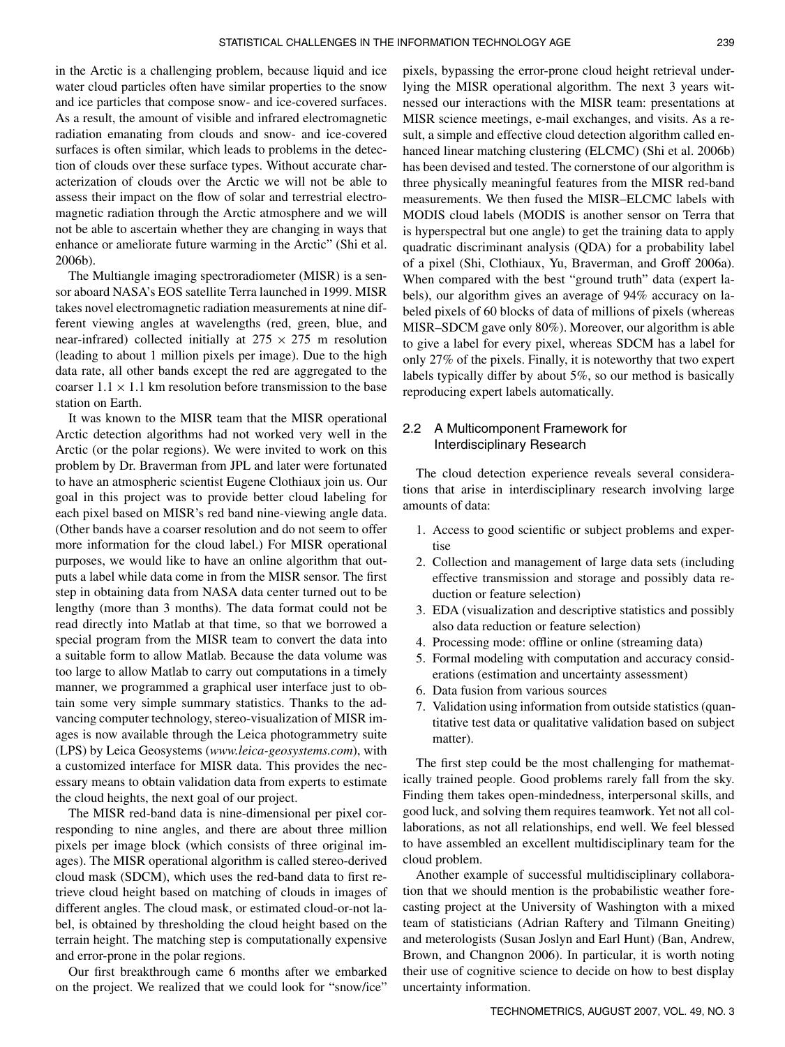in the Arctic is a challenging problem, because liquid and ice water cloud particles often have similar properties to the snow and ice particles that compose snow- and ice-covered surfaces. As a result, the amount of visible and infrared electromagnetic radiation emanating from clouds and snow- and ice-covered surfaces is often similar, which leads to problems in the detection of clouds over these surface types. Without accurate characterization of clouds over the Arctic we will not be able to assess their impact on the flow of solar and terrestrial electromagnetic radiation through the Arctic atmosphere and we will not be able to ascertain whether they are changing in ways that enhance or ameliorate future warming in the Arctic" (Shi et al. 2006b).

The Multiangle imaging spectroradiometer (MISR) is a sensor aboard NASA's EOS satellite Terra launched in 1999. MISR takes novel electromagnetic radiation measurements at nine different viewing angles at wavelengths (red, green, blue, and near-infrared) collected initially at $275 \times 275$ m resolution (leading to about 1 million pixels per image). Due to the high data rate, all other bands except the red are aggregated to the coarser $1.1 \times 1.1$ km resolution before transmission to the base station on Earth.

It was known to the MISR team that the MISR operational Arctic detection algorithms had not worked very well in the Arctic (or the polar regions). We were invited to work on this problem by Dr. Braverman from JPL and later were fortunated to have an atmospheric scientist Eugene Clothiaux join us. Our goal in this project was to provide better cloud labeling for each pixel based on MISR's red band nine-viewing angle data. (Other bands have a coarser resolution and do not seem to offer more information for the cloud label.) For MISR operational purposes, we would like to have an online algorithm that outputs a label while data come in from the MISR sensor. The first step in obtaining data from NASA data center turned out to be lengthy (more than 3 months). The data format could not be read directly into Matlab at that time, so that we borrowed a special program from the MISR team to convert the data into a suitable form to allow Matlab. Because the data volume was too large to allow Matlab to carry out computations in a timely manner, we programmed a graphical user interface just to obtain some very simple summary statistics. Thanks to the advancing computer technology, stereo-visualization of MISR images is now available through the Leica photogrammetry suite (LPS) by Leica Geosystems (*www.leica-geosystems.com*), with a customized interface for MISR data. This provides the necessary means to obtain validation data from experts to estimate the cloud heights, the next goal of our project.

The MISR red-band data is nine-dimensional per pixel corresponding to nine angles, and there are about three million pixels per image block (which consists of three original images). The MISR operational algorithm is called stereo-derived cloud mask (SDCM), which uses the red-band data to first retrieve cloud height based on matching of clouds in images of different angles. The cloud mask, or estimated cloud-or-not label, is obtained by thresholding the cloud height based on the terrain height. The matching step is computationally expensive and error-prone in the polar regions.

Our first breakthrough came 6 months after we embarked on the project. We realized that we could look for "snow/ice" pixels, bypassing the error-prone cloud height retrieval underlying the MISR operational algorithm. The next 3 years witnessed our interactions with the MISR team: presentations at MISR science meetings, e-mail exchanges, and visits. As a result, a simple and effective cloud detection algorithm called enhanced linear matching clustering (ELCMC) (Shi et al. 2006b) has been devised and tested. The cornerstone of our algorithm is three physically meaningful features from the MISR red-band measurements. We then fused the MISR–ELCMC labels with MODIS cloud labels (MODIS is another sensor on Terra that is hyperspectral but one angle) to get the training data to apply quadratic discriminant analysis (QDA) for a probability label of a pixel (Shi, Clothiaux, Yu, Braverman, and Groff 2006a). When compared with the best "ground truth" data (expert labels), our algorithm gives an average of 94% accuracy on labeled pixels of 60 blocks of data of millions of pixels (whereas MISR–SDCM gave only 80%). Moreover, our algorithm is able to give a label for every pixel, whereas SDCM has a label for only 27% of the pixels. Finally, it is noteworthy that two expert labels typically differ by about 5%, so our method is basically reproducing expert labels automatically.

## 2.2 A Multicomponent Framework for Interdisciplinary Research

The cloud detection experience reveals several considerations that arise in interdisciplinary research involving large amounts of data:

1. Access to good scientific or subject problems and expertise
2. Collection and management of large data sets (including effective transmission and storage and possibly data reduction or feature selection)
3. EDA (visualization and descriptive statistics and possibly also data reduction or feature selection)
4. Processing mode: offline or online (streaming data)
5. Formal modeling with computation and accuracy considerations (estimation and uncertainty assessment)
6. Data fusion from various sources
7. Validation using information from outside statistics (quantitative test data or qualitative validation based on subject matter).

The first step could be the most challenging for mathematically trained people. Good problems rarely fall from the sky. Finding them takes open-mindedness, interpersonal skills, and good luck, and solving them requires teamwork. Yet not all collaborations, as not all relationships, end well. We feel blessed to have assembled an excellent multidisciplinary team for the cloud problem.

Another example of successful multidisciplinary collaboration that we should mention is the probabilistic weather forecasting project at the University of Washington with a mixed team of statisticians (Adrian Raftery and Tilmann Gneiting) and meterologists (Susan Joslyn and Earl Hunt) (Ban, Andrew, Brown, and Changnon 2006). In particular, it is worth noting their use of cognitive science to decide on how to best display uncertainty information.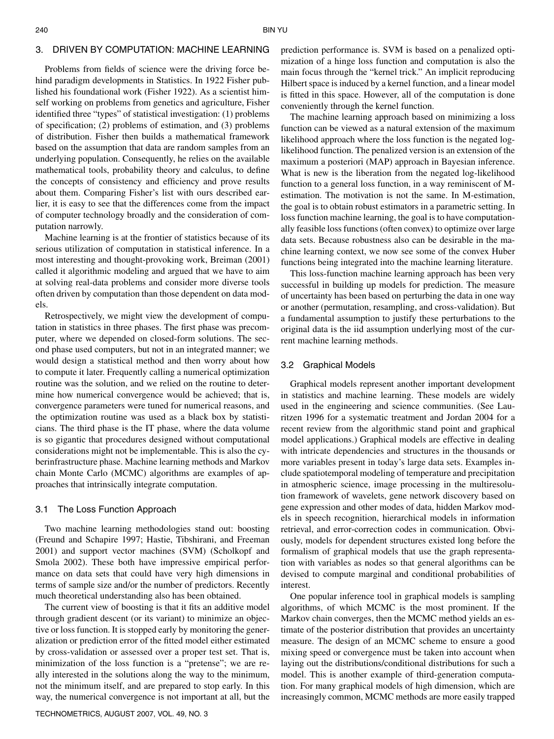## 3. DRIVEN BY COMPUTATION: MACHINE LEARNING

Problems from fields of science were the driving force behind paradigm developments in Statistics. In 1922 Fisher published his foundational work (Fisher 1922). As a scientist himself working on problems from genetics and agriculture, Fisher identified three "types" of statistical investigation: (1) problems of specification; (2) problems of estimation, and (3) problems of distribution. Fisher then builds a mathematical framework based on the assumption that data are random samples from an underlying population. Consequently, he relies on the available mathematical tools, probability theory and calculus, to define the concepts of consistency and efficiency and prove results about them. Comparing Fisher's list with ours described earlier, it is easy to see that the differences come from the impact of computer technology broadly and the consideration of computation narrowly.

Machine learning is at the frontier of statistics because of its serious utilization of computation in statistical inference. In a most interesting and thought-provoking work, Breiman (2001) called it algorithmic modeling and argued that we have to aim at solving real-data problems and consider more diverse tools often driven by computation than those dependent on data models.

Retrospectively, we might view the development of computation in statistics in three phases. The first phase was precomputer, where we depended on closed-form solutions. The second phase used computers, but not in an integrated manner; we would design a statistical method and then worry about how to compute it later. Frequently calling a numerical optimization routine was the solution, and we relied on the routine to determine how numerical convergence would be achieved; that is, convergence parameters were tuned for numerical reasons, and the optimization routine was used as a black box by statisticians. The third phase is the IT phase, where the data volume is so gigantic that procedures designed without computational considerations might not be implementable. This is also the cyberinfrastructure phase. Machine learning methods and Markov chain Monte Carlo (MCMC) algorithms are examples of approaches that intrinsically integrate computation.

### 3.1 The Loss Function Approach

Two machine learning methodologies stand out: boosting (Freund and Schapire 1997; Hastie, Tibshirani, and Freeman 2001) and support vector machines (SVM) (Scholkopf and Smola 2002). These both have impressive empirical performance on data sets that could have very high dimensions in terms of sample size and/or the number of predictors. Recently much theoretical understanding also has been obtained.

The current view of boosting is that it fits an additive model through gradient descent (or its variant) to minimize an objective or loss function. It is stopped early by monitoring the generalization or prediction error of the fitted model either estimated by cross-validation or assessed over a proper test set. That is, minimization of the loss function is a "pretense"; we are really interested in the solutions along the way to the minimum, not the minimum itself, and are prepared to stop early. In this way, the numerical convergence is not important at all, but the prediction performance is. SVM is based on a penalized optimization of a hinge loss function and computation is also the main focus through the "kernel trick." An implicit reproducing Hilbert space is induced by a kernel function, and a linear model is fitted in this space. However, all of the computation is done conveniently through the kernel function.

The machine learning approach based on minimizing a loss function can be viewed as a natural extension of the maximum likelihood approach where the loss function is the negated log-likelihood function. The penalized version is an extension of the maximum a posteriori (MAP) approach in Bayesian inference. What is new is the liberation from the negated log-likelihood function to a general loss function, in a way reminiscent of M-estimation. The motivation is not the same. In M-estimation, the goal is to obtain robust estimators in a parametric setting. In loss function machine learning, the goal is to have computationally feasible loss functions (often convex) to optimize over large data sets. Because robustness also can be desirable in the machine learning context, we now see some of the convex Huber functions being integrated into the machine learning literature.

This loss-function machine learning approach has been very successful in building up models for prediction. The measure of uncertainty has been based on perturbing the data in one way or another (permutation, resampling, and cross-validation). But a fundamental assumption to justify these perturbations to the original data is the iid assumption underlying most of the current machine learning methods.

### 3.2 Graphical Models

Graphical models represent another important development in statistics and machine learning. These models are widely used in the engineering and science communities. (See Lauritzen 1996 for a systematic treatment and Jordan 2004 for a recent review from the algorithmic stand point and graphical model applications.) Graphical models are effective in dealing with intricate dependencies and structures in the thousands or more variables present in today's large data sets. Examples include spatiotemporal modeling of temperature and precipitation in atmospheric science, image processing in the multiresolution framework of wavelets, gene network discovery based on gene expression and other modes of data, hidden Markov models in speech recognition, hierarchical models in information retrieval, and error-correction codes in communication. Obviously, models for dependent structures existed long before the formalism of graphical models that use the graph representation with variables as nodes so that general algorithms can be devised to compute marginal and conditional probabilities of interest.

One popular inference tool in graphical models is sampling algorithms, of which MCMC is the most prominent. If the Markov chain converges, then the MCMC method yields an estimate of the posterior distribution that provides an uncertainty measure. The design of an MCMC scheme to ensure a good mixing speed or convergence must be taken into account when laying out the distributions/conditional distributions for such a model. This is another example of third-generation computation. For many graphical models of high dimension, which are increasingly common, MCMC methods are more easily trapped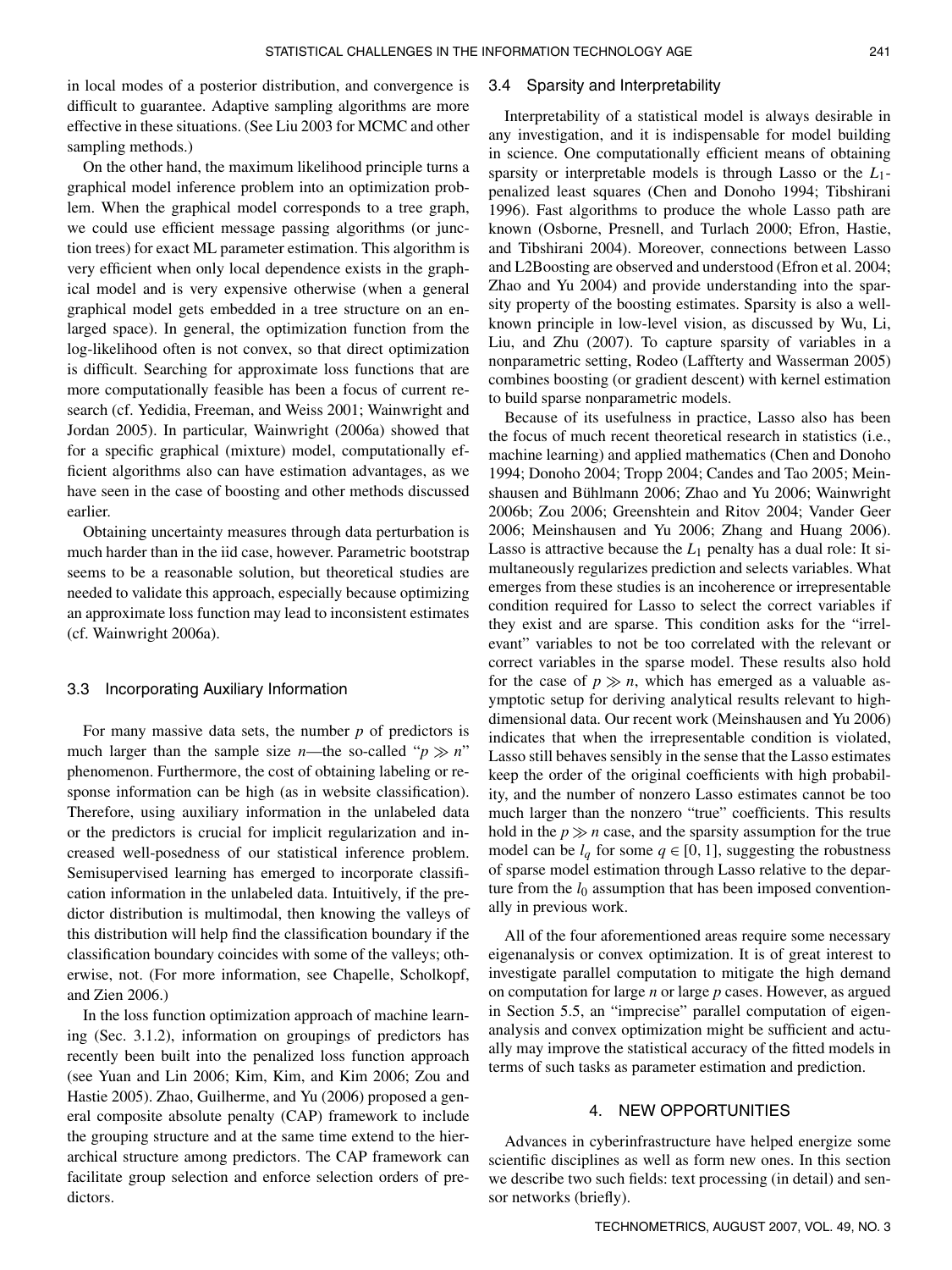in local modes of a posterior distribution, and convergence is difficult to guarantee. Adaptive sampling algorithms are more effective in these situations. (See Liu 2003 for MCMC and other sampling methods.)

On the other hand, the maximum likelihood principle turns a graphical model inference problem into an optimization problem. When the graphical model corresponds to a tree graph, we could use efficient message passing algorithms (or junction trees) for exact ML parameter estimation. This algorithm is very efficient when only local dependence exists in the graphical model and is very expensive otherwise (when a general graphical model gets embedded in a tree structure on an enlarged space). In general, the optimization function from the log-likelihood often is not convex, so that direct optimization is difficult. Searching for approximate loss functions that are more computationally feasible has been a focus of current research (cf. Yedidia, Freeman, and Weiss 2001; Wainwright and Jordan 2005). In particular, Wainwright (2006a) showed that for a specific graphical (mixture) model, computationally efficient algorithms also can have estimation advantages, as we have seen in the case of boosting and other methods discussed earlier.

Obtaining uncertainty measures through data perturbation is much harder than in the iid case, however. Parametric bootstrap seems to be a reasonable solution, but theoretical studies are needed to validate this approach, especially because optimizing an approximate loss function may lead to inconsistent estimates (cf. Wainwright 2006a).

### 3.3 Incorporating Auxiliary Information

For many massive data sets, the number $p$ of predictors is much larger than the sample size $n$—the so-called "$p \gg n$" phenomenon. Furthermore, the cost of obtaining labeling or response information can be high (as in website classification). Therefore, using auxiliary information in the unlabeled data or the predictors is crucial for implicit regularization and increased well-posedness of our statistical inference problem. Semisupervised learning has emerged to incorporate classification information in the unlabeled data. Intuitively, if the predictor distribution is multimodal, then knowing the valleys of this distribution will help find the classification boundary if the classification boundary coincides with some of the valleys; otherwise, not. (For more information, see Chapelle, Scholkopf, and Zien 2006.)

In the loss function optimization approach of machine learning (Sec. 3.1.2), information on groupings of predictors has recently been built into the penalized loss function approach (see Yuan and Lin 2006; Kim, Kim, and Kim 2006; Zou and Hastie 2005). Zhao, Guilherme, and Yu (2006) proposed a general composite absolute penalty (CAP) framework to include the grouping structure and at the same time extend to the hierarchical structure among predictors. The CAP framework can facilitate group selection and enforce selection orders of predictors.

### 3.4 Sparsity and Interpretability

Interpretability of a statistical model is always desirable in any investigation, and it is indispensable for model building in science. One computationally efficient means of obtaining sparsity or interpretable models is through Lasso or the $L_1$-penalized least squares (Chen and Donoho 1994; Tibshirani 1996). Fast algorithms to produce the whole Lasso path are known (Osborne, Presnell, and Turlach 2000; Efron, Hastie, and Tibshirani 2004). Moreover, connections between Lasso and L2Boosting are observed and understood (Efron et al. 2004; Zhao and Yu 2004) and provide understanding into the sparsity property of the boosting estimates. Sparsity is also a well-known principle in low-level vision, as discussed by Wu, Li, Liu, and Zhu (2007). To capture sparsity of variables in a nonparametric setting, Rodeo (Laffterty and Wasserman 2005) combines boosting (or gradient descent) with kernel estimation to build sparse nonparametric models.

Because of its usefulness in practice, Lasso also has been the focus of much recent theoretical research in statistics (i.e., machine learning) and applied mathematics (Chen and Donoho 1994; Donoho 2004; Tropp 2004; Candes and Tao 2005; Meinshausen and Bühlmann 2006; Zhao and Yu 2006; Wainwright 2006b; Zou 2006; Greenshtein and Ritov 2004; Vander Geer 2006; Meinshausen and Yu 2006; Zhang and Huang 2006). Lasso is attractive because the $L_1$ penalty has a dual role: It simultaneously regularizes prediction and selects variables. What emerges from these studies is an incoherence or irrepresentable condition required for Lasso to select the correct variables if they exist and are sparse. This condition asks for the "irrelevant" variables to not be too correlated with the relevant or correct variables in the sparse model. These results also hold for the case of $p \gg n$, which has emerged as a valuable asymptotic setup for deriving analytical results relevant to high-dimensional data. Our recent work (Meinshausen and Yu 2006) indicates that when the irrepresentable condition is violated, Lasso still behaves sensibly in the sense that the Lasso estimates keep the order of the original coefficients with high probability, and the number of nonzero Lasso estimates cannot be too much larger than the nonzero "true" coefficients. This results hold in the $p \gg n$ case, and the sparsity assumption for the true model can be $l_q$ for some $q \in [0, 1]$, suggesting the robustness of sparse model estimation through Lasso relative to the departure from the $l_0$ assumption that has been imposed conventionally in previous work.

All of the four aforementioned areas require some necessary eigenanalysis or convex optimization. It is of great interest to investigate parallel computation to mitigate the high demand on computation for large $n$ or large $p$ cases. However, as argued in Section 5.5, an "imprecise" parallel computation of eigenanalysis and convex optimization might be sufficient and actually may improve the statistical accuracy of the fitted models in terms of such tasks as parameter estimation and prediction.

## 4. NEW OPPORTUNITIES

Advances in cyberinfrastructure have helped energize some scientific disciplines as well as form new ones. In this section we describe two such fields: text processing (in detail) and sensor networks (briefly).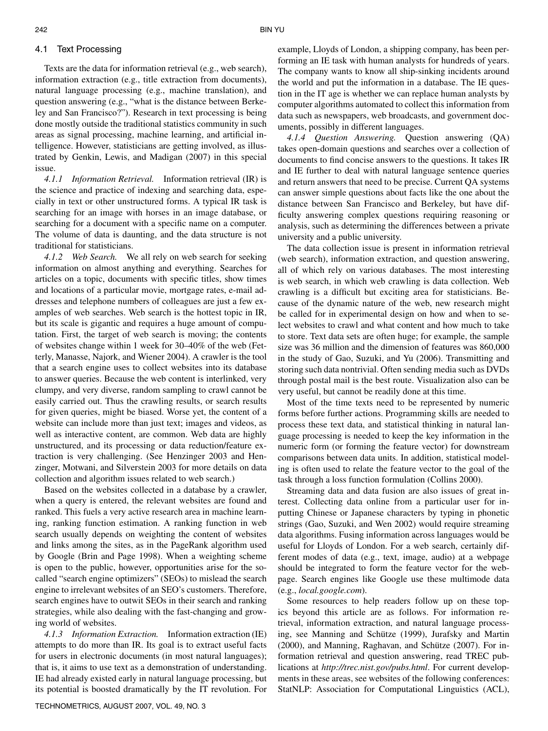### 4.1 Text Processing

Texts are the data for information retrieval (e.g., web search), information extraction (e.g., title extraction from documents), natural language processing (e.g., machine translation), and question answering (e.g., "what is the distance between Berkeley and San Francisco?"). Research in text processing is being done mostly outside the traditional statistics community in such areas as signal processing, machine learning, and artificial intelligence. However, statisticians are getting involved, as illustrated by Genkin, Lewis, and Madigan (2007) in this special issue.

*4.1.1 Information Retrieval.* Information retrieval (IR) is the science and practice of indexing and searching data, especially in text or other unstructured forms. A typical IR task is searching for an image with horses in an image database, or searching for a document with a specific name on a computer. The volume of data is daunting, and the data structure is not traditional for statisticians.

*4.1.2 Web Search.* We all rely on web search for seeking information on almost anything and everything. Searches for articles on a topic, documents with specific titles, show times and locations of a particular movie, mortgage rates, e-mail addresses and telephone numbers of colleagues are just a few examples of web searches. Web search is the hottest topic in IR, but its scale is gigantic and requires a huge amount of computation. First, the target of web search is moving; the contents of websites change within 1 week for 30–40% of the web (Fetterly, Manasse, Najork, and Wiener 2004). A crawler is the tool that a search engine uses to collect websites into its database to answer queries. Because the web content is interlinked, very clumpy, and very diverse, random sampling to crawl cannot be easily carried out. Thus the crawling results, or search results for given queries, might be biased. Worse yet, the content of a website can include more than just text; images and videos, as well as interactive content, are common. Web data are highly unstructured, and its processing or data reduction/feature extraction is very challenging. (See Henzinger 2003 and Henzinger, Motwani, and Silverstein 2003 for more details on data collection and algorithm issues related to web search.)

Based on the websites collected in a database by a crawler, when a query is entered, the relevant websites are found and ranked. This fuels a very active research area in machine learning, ranking function estimation. A ranking function in web search usually depends on weighting the content of websites and links among the sites, as in the PageRank algorithm used by Google (Brin and Page 1998). When a weighting scheme is open to the public, however, opportunities arise for the so-called "search engine optimizers" (SEOs) to mislead the search engine to irrelevant websites of an SEO's customers. Therefore, search engines have to outwit SEOs in their search and ranking strategies, while also dealing with the fast-changing and growing world of websites.

*4.1.3 Information Extraction.* Information extraction (IE) attempts to do more than IR. Its goal is to extract useful facts for users in electronic documents (in most natural languages); that is, it aims to use text as a demonstration of understanding. IE had already existed early in natural language processing, but its potential is boosted dramatically by the IT revolution. For example, Lloyds of London, a shipping company, has been performing an IE task with human analysts for hundreds of years. The company wants to know all ship-sinking incidents around the world and put the information in a database. The IE question in the IT age is whether we can replace human analysts by computer algorithms automated to collect this information from data such as newspapers, web broadcasts, and government documents, possibly in different languages.

*4.1.4 Question Answering.* Question answering (QA) takes open-domain questions and searches over a collection of documents to find concise answers to the questions. It takes IR and IE further to deal with natural language sentence queries and return answers that need to be precise. Current QA systems can answer simple questions about facts like the one about the distance between San Francisco and Berkeley, but have difficulty answering complex questions requiring reasoning or analysis, such as determining the differences between a private university and a public university.

The data collection issue is present in information retrieval (web search), information extraction, and question answering, all of which rely on various databases. The most interesting is web search, in which web crawling is data collection. Web crawling is a difficult but exciting area for statisticians. Because of the dynamic nature of the web, new research might be called for in experimental design on how and when to select websites to crawl and what content and how much to take to store. Text data sets are often huge; for example, the sample size was 36 million and the dimension of features was 860,000 in the study of Gao, Suzuki, and Yu (2006). Transmitting and storing such data nontrivial. Often sending media such as DVDs through postal mail is the best route. Visualization also can be very useful, but cannot be readily done at this time.

Most of the time texts need to be represented by numeric forms before further actions. Programming skills are needed to process these text data, and statistical thinking in natural language processing is needed to keep the key information in the numeric form (or forming the feature vector) for downstream comparisons between data units. In addition, statistical modeling is often used to relate the feature vector to the goal of the task through a loss function formulation (Collins 2000).

Streaming data and data fusion are also issues of great interest. Collecting data online from a particular user for inputting Chinese or Japanese characters by typing in phonetic strings (Gao, Suzuki, and Wen 2002) would require streaming data algorithms. Fusing information across languages would be useful for Lloyds of London. For a web search, certainly different modes of data (e.g., text, image, audio) at a webpage should be integrated to form the feature vector for the webpage. Search engines like Google use these multimode data (e.g., *local.google.com*).

Some resources to help readers follow up on these topics beyond this article are as follows. For information retrieval, information extraction, and natural language processing, see Manning and Schütze (1999), Jurafsky and Martin (2000), and Manning, Raghavan, and Schütze (2007). For information retrieval and question answering, read TREC publications at *http://trec.nist.gov/pubs.html*. For current developments in these areas, see websites of the following conferences: StatNLP: Association for Computational Linguistics (ACL),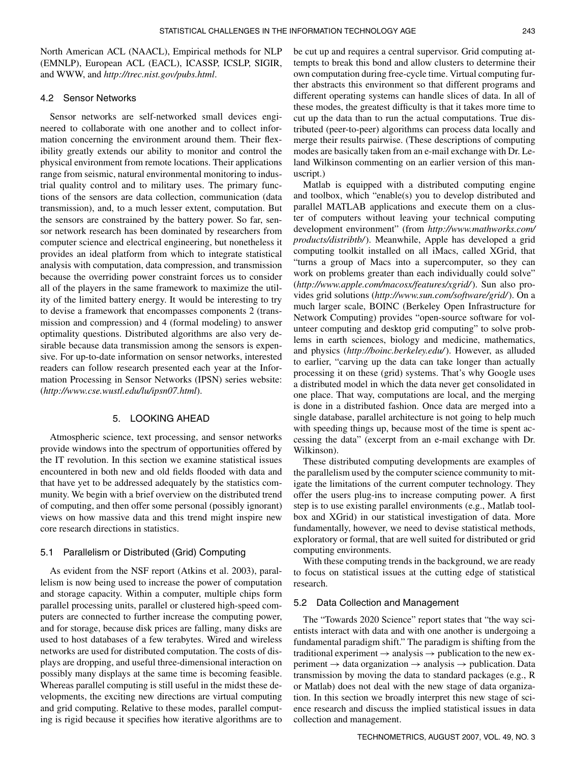North American ACL (NAACL), Empirical methods for NLP (EMNLP), European ACL (EACL), ICASSP, ICSLP, SIGIR, and WWW, and *http://trec.nist.gov/pubs.html*.

### 4.2 Sensor Networks

Sensor networks are self-networked small devices engineered to collaborate with one another and to collect information concerning the environment around them. Their flexibility greatly extends our ability to monitor and control the physical environment from remote locations. Their applications range from seismic, natural environmental monitoring to industrial quality control and to military uses. The primary functions of the sensors are data collection, communication (data transmission), and, to a much lesser extent, computation. But the sensors are constrained by the battery power. So far, sensor network research has been dominated by researchers from computer science and electrical engineering, but nonetheless it provides an ideal platform from which to integrate statistical analysis with computation, data compression, and transmission because the overriding power constraint forces us to consider all of the players in the same framework to maximize the utility of the limited battery energy. It would be interesting to try to devise a framework that encompasses components 2 (transmission and compression) and 4 (formal modeling) to answer optimality questions. Distributed algorithms are also very desirable because data transmission among the sensors is expensive. For up-to-date information on sensor networks, interested readers can follow research presented each year at the Information Processing in Sensor Networks (IPSN) series website: (*http://www.cse.wustl.edu/lu/ipsn07.html*).

## 5. LOOKING AHEAD

Atmospheric science, text processing, and sensor networks provide windows into the spectrum of opportunities offered by the IT revolution. In this section we examine statistical issues encountered in both new and old fields flooded with data and that have yet to be addressed adequately by the statistics community. We begin with a brief overview on the distributed trend of computing, and then offer some personal (possibly ignorant) views on how massive data and this trend might inspire new core research directions in statistics.

### 5.1 Parallelism or Distributed (Grid) Computing

As evident from the NSF report (Atkins et al. 2003), parallelism is now being used to increase the power of computation and storage capacity. Within a computer, multiple chips form parallel processing units, parallel or clustered high-speed computers are connected to further increase the computing power, and for storage, because disk prices are falling, many disks are used to host databases of a few terabytes. Wired and wireless networks are used for distributed computation. The costs of displays are dropping, and useful three-dimensional interaction on possibly many displays at the same time is becoming feasible. Whereas parallel computing is still useful in the midst these developments, the exciting new directions are virtual computing and grid computing. Relative to these modes, parallel computing is rigid because it specifies how iterative algorithms are to be cut up and requires a central supervisor. Grid computing attempts to break this bond and allow clusters to determine their own computation during free-cycle time. Virtual computing further abstracts this environment so that different programs and different operating systems can handle slices of data. In all of these modes, the greatest difficulty is that it takes more time to cut up the data than to run the actual computations. True distributed (peer-to-peer) algorithms can process data locally and merge their results pairwise. (These descriptions of computing modes are basically taken from an e-mail exchange with Dr. Leland Wilkinson commenting on an earlier version of this manuscript.)

Matlab is equipped with a distributed computing engine and toolbox, which "enable(s) you to develop distributed and parallel MATLAB applications and execute them on a cluster of computers without leaving your technical computing development environment" (from *http://www.mathworks.com/products/distribtb/*). Meanwhile, Apple has developed a grid computing toolkit installed on all iMacs, called XGrid, that "turns a group of Macs into a supercomputer, so they can work on problems greater than each individually could solve" (*http://www.apple.com/macosx/features/xgrid/*). Sun also provides grid solutions (*http://www.sun.com/software/grid/*). On a much larger scale, BOINC (Berkeley Open Infrastructure for Network Computing) provides "open-source software for volunteer computing and desktop grid computing" to solve problems in earth sciences, biology and medicine, mathematics, and physics (*http://boinc.berkeley.edu/*). However, as alluded to earlier, "carving up the data can take longer than actually processing it on these (grid) systems. That's why Google uses a distributed model in which the data never get consolidated in one place. That way, computations are local, and the merging is done in a distributed fashion. Once data are merged into a single database, parallel architecture is not going to help much with speeding things up, because most of the time is spent accessing the data" (excerpt from an e-mail exchange with Dr. Wilkinson).

These distributed computing developments are examples of the parallelism used by the computer science community to mitigate the limitations of the current computer technology. They offer the users plug-ins to increase computing power. A first step is to use existing parallel environments (e.g., Matlab toolbox and XGrid) in our statistical investigation of data. More fundamentally, however, we need to devise statistical methods, exploratory or formal, that are well suited for distributed or grid computing environments.

With these computing trends in the background, we are ready to focus on statistical issues at the cutting edge of statistical research.

### 5.2 Data Collection and Management

The "Towards 2020 Science" report states that "the way scientists interact with data and with one another is undergoing a fundamental paradigm shift." The paradigm is shifting from the traditional experiment → analysis → publication to the new experiment → data organization → analysis → publication. Data transmission by moving the data to standard packages (e.g., R or Matlab) does not deal with the new stage of data organization. In this section we broadly interpret this new stage of science research and discuss the implied statistical issues in data collection and management.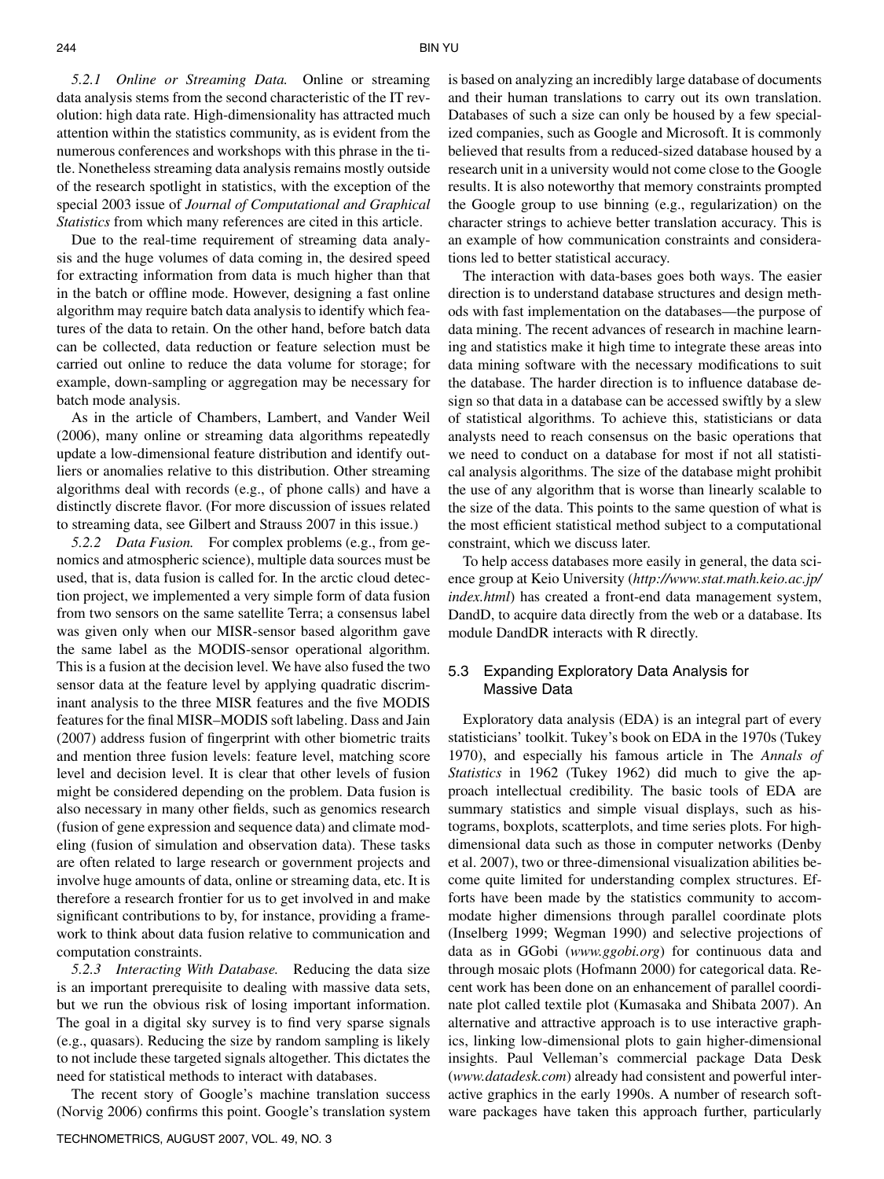*5.2.1 Online or Streaming Data.* Online or streaming data analysis stems from the second characteristic of the IT revolution: high data rate. High-dimensionality has attracted much attention within the statistics community, as is evident from the numerous conferences and workshops with this phrase in the title. Nonetheless streaming data analysis remains mostly outside of the research spotlight in statistics, with the exception of the special 2003 issue of *Journal of Computational and Graphical Statistics* from which many references are cited in this article.

Due to the real-time requirement of streaming data analysis and the huge volumes of data coming in, the desired speed for extracting information from data is much higher than that in the batch or offline mode. However, designing a fast online algorithm may require batch data analysis to identify which features of the data to retain. On the other hand, before batch data can be collected, data reduction or feature selection must be carried out online to reduce the data volume for storage; for example, down-sampling or aggregation may be necessary for batch mode analysis.

As in the article of Chambers, Lambert, and Vander Weil (2006), many online or streaming data algorithms repeatedly update a low-dimensional feature distribution and identify outliers or anomalies relative to this distribution. Other streaming algorithms deal with records (e.g., of phone calls) and have a distinctly discrete flavor. (For more discussion of issues related to streaming data, see Gilbert and Strauss 2007 in this issue.)

*5.2.2 Data Fusion.* For complex problems (e.g., from genomics and atmospheric science), multiple data sources must be used, that is, data fusion is called for. In the arctic cloud detection project, we implemented a very simple form of data fusion from two sensors on the same satellite Terra; a consensus label was given only when our MISR-sensor based algorithm gave the same label as the MODIS-sensor operational algorithm. This is a fusion at the decision level. We have also fused the two sensor data at the feature level by applying quadratic discriminant analysis to the three MISR features and the five MODIS features for the final MISR–MODIS soft labeling. Dass and Jain (2007) address fusion of fingerprint with other biometric traits and mention three fusion levels: feature level, matching score level and decision level. It is clear that other levels of fusion might be considered depending on the problem. Data fusion is also necessary in many other fields, such as genomics research (fusion of gene expression and sequence data) and climate modeling (fusion of simulation and observation data). These tasks are often related to large research or government projects and involve huge amounts of data, online or streaming data, etc. It is therefore a research frontier for us to get involved in and make significant contributions to by, for instance, providing a framework to think about data fusion relative to communication and computation constraints.

*5.2.3 Interacting With Database.* Reducing the data size is an important prerequisite to dealing with massive data sets, but we run the obvious risk of losing important information. The goal in a digital sky survey is to find very sparse signals (e.g., quasars). Reducing the size by random sampling is likely to not include these targeted signals altogether. This dictates the need for statistical methods to interact with databases.

The recent story of Google's machine translation success (Norvig 2006) confirms this point. Google's translation system is based on analyzing an incredibly large database of documents and their human translations to carry out its own translation. Databases of such a size can only be housed by a few specialized companies, such as Google and Microsoft. It is commonly believed that results from a reduced-sized database housed by a research unit in a university would not come close to the Google results. It is also noteworthy that memory constraints prompted the Google group to use binning (e.g., regularization) on the character strings to achieve better translation accuracy. This is an example of how communication constraints and considerations led to better statistical accuracy.

The interaction with data-bases goes both ways. The easier direction is to understand database structures and design methods with fast implementation on the databases—the purpose of data mining. The recent advances of research in machine learning and statistics make it high time to integrate these areas into data mining software with the necessary modifications to suit the database. The harder direction is to influence database design so that data in a database can be accessed swiftly by a slew of statistical algorithms. To achieve this, statisticians or data analysts need to reach consensus on the basic operations that we need to conduct on a database for most if not all statistical analysis algorithms. The size of the database might prohibit the use of any algorithm that is worse than linearly scalable to the size of the data. This points to the same question of what is the most efficient statistical method subject to a computational constraint, which we discuss later.

To help access databases more easily in general, the data science group at Keio University (*http://www.stat.math.keio.ac.jp/index.html*) has created a front-end data management system, DandD, to acquire data directly from the web or a database. Its module DandDR interacts with R directly.

### 5.3 Expanding Exploratory Data Analysis for Massive Data

Exploratory data analysis (EDA) is an integral part of every statisticians' toolkit. Tukey's book on EDA in the 1970s (Tukey 1970), and especially his famous article in The *Annals of Statistics* in 1962 (Tukey 1962) did much to give the approach intellectual credibility. The basic tools of EDA are summary statistics and simple visual displays, such as histograms, boxplots, scatterplots, and time series plots. For high-dimensional data such as those in computer networks (Denby et al. 2007), two or three-dimensional visualization abilities become quite limited for understanding complex structures. Efforts have been made by the statistics community to accommodate higher dimensions through parallel coordinate plots (Inselberg 1999; Wegman 1990) and selective projections of data as in GGobi (*www.ggobi.org*) for continuous data and through mosaic plots (Hofmann 2000) for categorical data. Recent work has been done on an enhancement of parallel coordinate plot called textile plot (Kumasaka and Shibata 2007). An alternative and attractive approach is to use interactive graphics, linking low-dimensional plots to gain higher-dimensional insights. Paul Velleman's commercial package Data Desk (*www.datadesk.com*) already had consistent and powerful interactive graphics in the early 1990s. A number of research software packages have taken this approach further, particularly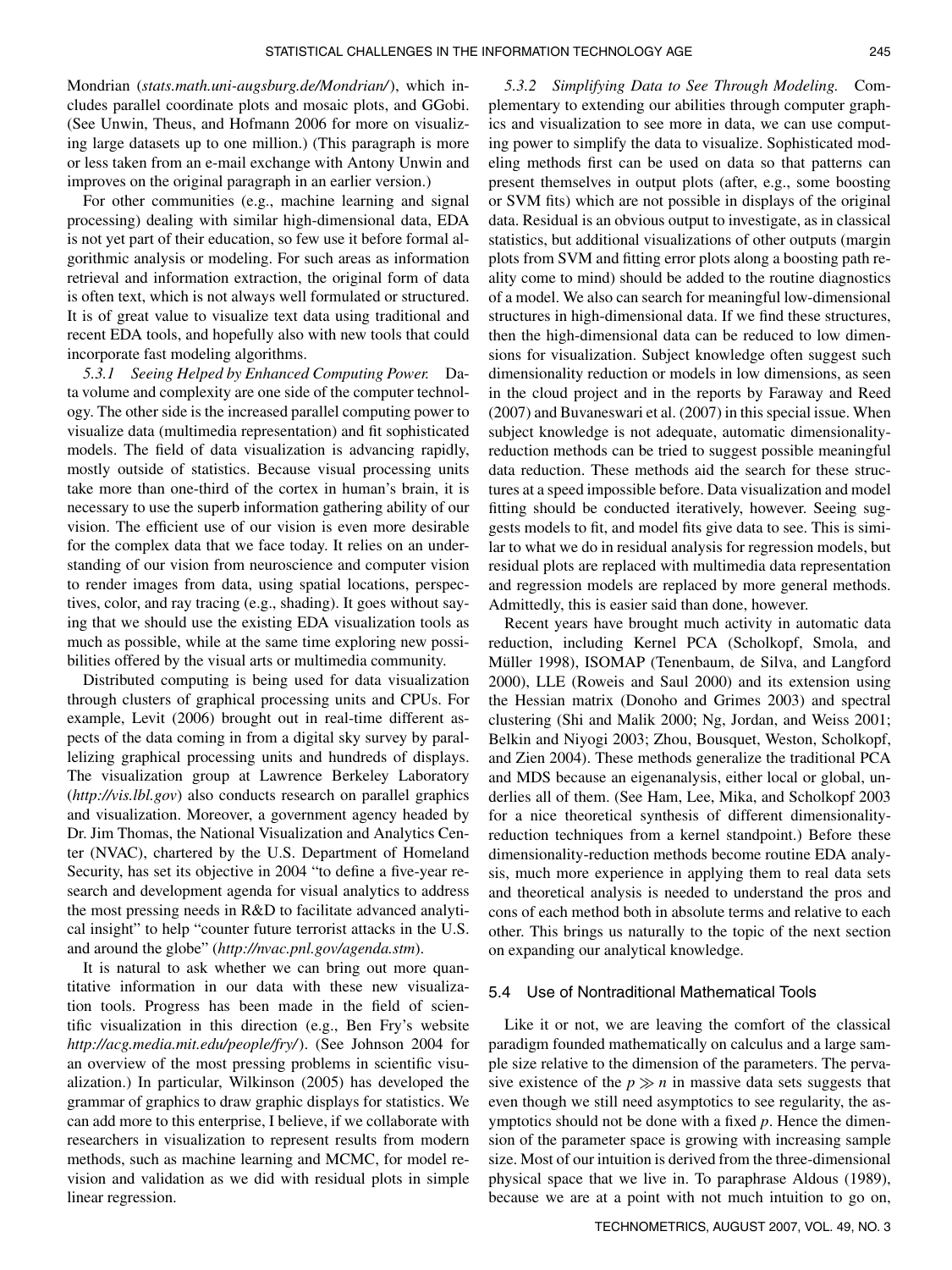Mondrian (*stats.math.uni-augsburg.de/Mondrian/*), which includes parallel coordinate plots and mosaic plots, and GGobi. (See Unwin, Theus, and Hofmann 2006 for more on visualizing large datasets up to one million.) (This paragraph is more or less taken from an e-mail exchange with Antony Unwin and improves on the original paragraph in an earlier version.)

For other communities (e.g., machine learning and signal processing) dealing with similar high-dimensional data, EDA is not yet part of their education, so few use it before formal algorithmic analysis or modeling. For such areas as information retrieval and information extraction, the original form of data is often text, which is not always well formulated or structured. It is of great value to visualize text data using traditional and recent EDA tools, and hopefully also with new tools that could incorporate fast modeling algorithms.

*5.3.1 Seeing Helped by Enhanced Computing Power.* Data volume and complexity are one side of the computer technology. The other side is the increased parallel computing power to visualize data (multimedia representation) and fit sophisticated models. The field of data visualization is advancing rapidly, mostly outside of statistics. Because visual processing units take more than one-third of the cortex in human's brain, it is necessary to use the superb information gathering ability of our vision. The efficient use of our vision is even more desirable for the complex data that we face today. It relies on an understanding of our vision from neuroscience and computer vision to render images from data, using spatial locations, perspectives, color, and ray tracing (e.g., shading). It goes without saying that we should use the existing EDA visualization tools as much as possible, while at the same time exploring new possibilities offered by the visual arts or multimedia community.

Distributed computing is being used for data visualization through clusters of graphical processing units and CPUs. For example, Levit (2006) brought out in real-time different aspects of the data coming in from a digital sky survey by parallelizing graphical processing units and hundreds of displays. The visualization group at Lawrence Berkeley Laboratory (*http://vis.lbl.gov*) also conducts research on parallel graphics and visualization. Moreover, a government agency headed by Dr. Jim Thomas, the National Visualization and Analytics Center (NVAC), chartered by the U.S. Department of Homeland Security, has set its objective in 2004 "to define a five-year research and development agenda for visual analytics to address the most pressing needs in R&D to facilitate advanced analytical insight" to help "counter future terrorist attacks in the U.S. and around the globe" (*http://nvac.pnl.gov/agenda.stm*).

It is natural to ask whether we can bring out more quantitative information in our data with these new visualization tools. Progress has been made in the field of scientific visualization in this direction (e.g., Ben Fry's website *http://acg.media.mit.edu/people/fry/*). (See Johnson 2004 for an overview of the most pressing problems in scientific visualization.) In particular, Wilkinson (2005) has developed the grammar of graphics to draw graphic displays for statistics. We can add more to this enterprise, I believe, if we collaborate with researchers in visualization to represent results from modern methods, such as machine learning and MCMC, for model revision and validation as we did with residual plots in simple linear regression.

*5.3.2 Simplifying Data to See Through Modeling.* Complementary to extending our abilities through computer graphics and visualization to see more in data, we can use computing power to simplify the data to visualize. Sophisticated modeling methods first can be used on data so that patterns can present themselves in output plots (after, e.g., some boosting or SVM fits) which are not possible in displays of the original data. Residual is an obvious output to investigate, as in classical statistics, but additional visualizations of other outputs (margin plots from SVM and fitting error plots along a boosting path reality come to mind) should be added to the routine diagnostics of a model. We also can search for meaningful low-dimensional structures in high-dimensional data. If we find these structures, then the high-dimensional data can be reduced to low dimensions for visualization. Subject knowledge often suggest such dimensionality reduction or models in low dimensions, as seen in the cloud project and in the reports by Faraway and Reed (2007) and Buvaneswari et al. (2007) in this special issue. When subject knowledge is not adequate, automatic dimensionality-reduction methods can be tried to suggest possible meaningful data reduction. These methods aid the search for these structures at a speed impossible before. Data visualization and model fitting should be conducted iteratively, however. Seeing suggests models to fit, and model fits give data to see. This is similar to what we do in residual analysis for regression models, but residual plots are replaced with multimedia data representation and regression models are replaced by more general methods. Admittedly, this is easier said than done, however.

Recent years have brought much activity in automatic data reduction, including Kernel PCA (Scholkopf, Smola, and Müller 1998), ISOMAP (Tenenbaum, de Silva, and Langford 2000), LLE (Roweis and Saul 2000) and its extension using the Hessian matrix (Donoho and Grimes 2003) and spectral clustering (Shi and Malik 2000; Ng, Jordan, and Weiss 2001; Belkin and Niyogi 2003; Zhou, Bousquet, Weston, Scholkopf, and Zien 2004). These methods generalize the traditional PCA and MDS because an eigenanalysis, either local or global, underlies all of them. (See Ham, Lee, Mika, and Scholkopf 2003 for a nice theoretical synthesis of different dimensionality-reduction techniques from a kernel standpoint.) Before these dimensionality-reduction methods become routine EDA analysis, much more experience in applying them to real data sets and theoretical analysis is needed to understand the pros and cons of each method both in absolute terms and relative to each other. This brings us naturally to the topic of the next section on expanding our analytical knowledge.

## 5.4 Use of Nontraditional Mathematical Tools

Like it or not, we are leaving the comfort of the classical paradigm founded mathematically on calculus and a large sample size relative to the dimension of the parameters. The pervasive existence of the $p \gg n$ in massive data sets suggests that even though we still need asymptotics to see regularity, the asymptotics should not be done with a fixed $p$. Hence the dimension of the parameter space is growing with increasing sample size. Most of our intuition is derived from the three-dimensional physical space that we live in. To paraphrase Aldous (1989), because we are at a point with not much intuition to go on,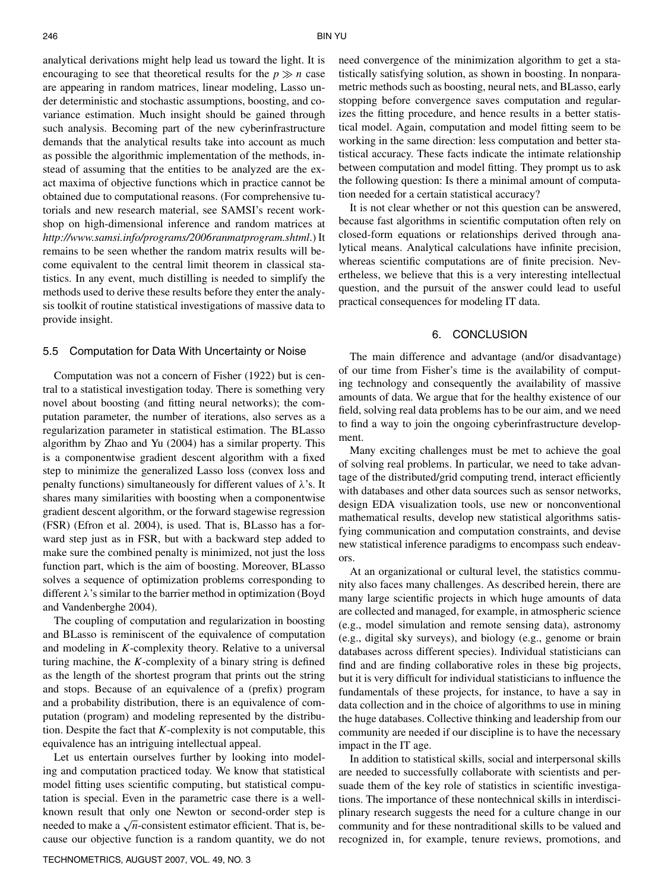analytical derivations might help lead us toward the light. It is encouraging to see that theoretical results for the $p \gg n$ case are appearing in random matrices, linear modeling, Lasso under deterministic and stochastic assumptions, boosting, and covariance estimation. Much insight should be gained through such analysis. Becoming part of the new cyberinfrastructure demands that the analytical results take into account as much as possible the algorithmic implementation of the methods, instead of assuming that the entities to be analyzed are the exact maxima of objective functions which in practice cannot be obtained due to computational reasons. (For comprehensive tutorials and new research material, see SAMSI's recent workshop on high-dimensional inference and random matrices at *http://www.samsi.info/programs/2006ranmatprogram.shtml*.) It remains to be seen whether the random matrix results will become equivalent to the central limit theorem in classical statistics. In any event, much distilling is needed to simplify the methods used to derive these results before they enter the analysis toolkit of routine statistical investigations of massive data to provide insight.

### 5.5 Computation for Data With Uncertainty or Noise

Computation was not a concern of Fisher (1922) but is central to a statistical investigation today. There is something very novel about boosting (and fitting neural networks); the computation parameter, the number of iterations, also serves as a regularization parameter in statistical estimation. The BLasso algorithm by Zhao and Yu (2004) has a similar property. This is a componentwise gradient descent algorithm with a fixed step to minimize the generalized Lasso loss (convex loss and penalty functions) simultaneously for different values of $\lambda$'s. It shares many similarities with boosting when a componentwise gradient descent algorithm, or the forward stagewise regression (FSR) (Efron et al. 2004), is used. That is, BLasso has a forward step just as in FSR, but with a backward step added to make sure the combined penalty is minimized, not just the loss function part, which is the aim of boosting. Moreover, BLasso solves a sequence of optimization problems corresponding to different $\lambda$'s similar to the barrier method in optimization (Boyd and Vandenberghe 2004).

The coupling of computation and regularization in boosting and BLasso is reminiscent of the equivalence of computation and modeling in $K$-complexity theory. Relative to a universal turing machine, the $K$-complexity of a binary string is defined as the length of the shortest program that prints out the string and stops. Because of an equivalence of a (prefix) program and a probability distribution, there is an equivalence of computation (program) and modeling represented by the distribution. Despite the fact that $K$-complexity is not computable, this equivalence has an intriguing intellectual appeal.

Let us entertain ourselves further by looking into modeling and computation practiced today. We know that statistical model fitting uses scientific computing, but statistical computation is special. Even in the parametric case there is a well-known result that only one Newton or second-order step is needed to make a $\sqrt{n}$-consistent estimator efficient. That is, because our objective function is a random quantity, we do not need convergence of the minimization algorithm to get a statistically satisfying solution, as shown in boosting. In nonparametric methods such as boosting, neural nets, and BLasso, early stopping before convergence saves computation and regularizes the fitting procedure, and hence results in a better statistical model. Again, computation and model fitting seem to be working in the same direction: less computation and better statistical accuracy. These facts indicate the intimate relationship between computation and model fitting. They prompt us to ask the following question: Is there a minimal amount of computation needed for a certain statistical accuracy?

It is not clear whether or not this question can be answered, because fast algorithms in scientific computation often rely on closed-form equations or relationships derived through analytical means. Analytical calculations have infinite precision, whereas scientific computations are of finite precision. Nevertheless, we believe that this is a very interesting intellectual question, and the pursuit of the answer could lead to useful practical consequences for modeling IT data.

## 6. CONCLUSION

The main difference and advantage (and/or disadvantage) of our time from Fisher's time is the availability of computing technology and consequently the availability of massive amounts of data. We argue that for the healthy existence of our field, solving real data problems has to be our aim, and we need to find a way to join the ongoing cyberinfrastructure development.

Many exciting challenges must be met to achieve the goal of solving real problems. In particular, we need to take advantage of the distributed/grid computing trend, interact efficiently with databases and other data sources such as sensor networks, design EDA visualization tools, use new or nonconventional mathematical results, develop new statistical algorithms satisfying communication and computation constraints, and devise new statistical inference paradigms to encompass such endeavors.

At an organizational or cultural level, the statistics community also faces many challenges. As described herein, there are many large scientific projects in which huge amounts of data are collected and managed, for example, in atmospheric science (e.g., model simulation and remote sensing data), astronomy (e.g., digital sky surveys), and biology (e.g., genome or brain databases across different species). Individual statisticians can find and are finding collaborative roles in these big projects, but it is very difficult for individual statisticians to influence the fundamentals of these projects, for instance, to have a say in data collection and in the choice of algorithms to use in mining the huge databases. Collective thinking and leadership from our community are needed if our discipline is to have the necessary impact in the IT age.

In addition to statistical skills, social and interpersonal skills are needed to successfully collaborate with scientists and persuade them of the key role of statistics in scientific investigations. The importance of these nontechnical skills in interdisciplinary research suggests the need for a culture change in our community and for these nontraditional skills to be valued and recognized in, for example, tenure reviews, promotions, and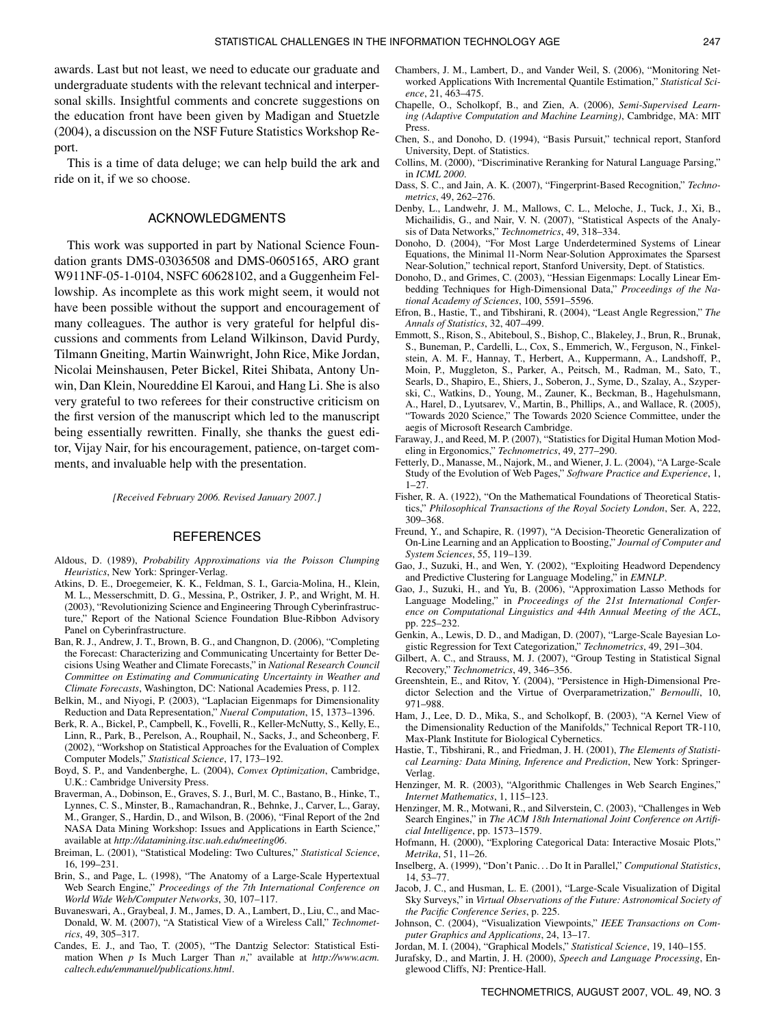awards. Last but not least, we need to educate our graduate and undergraduate students with the relevant technical and interpersonal skills. Insightful comments and concrete suggestions on the education front have been given by Madigan and Stuetzle (2004), a discussion on the NSF Future Statistics Workshop Report.

This is a time of data deluge; we can help build the ark and ride on it, if we so choose.

## ACKNOWLEDGMENTS

This work was supported in part by National Science Foundation grants DMS-03036508 and DMS-0605165, ARO grant W911NF-05-1-0104, NSFC 60628102, and a Guggenheim Fellowship. As incomplete as this work might seem, it would not have been possible without the support and encouragement of many colleagues. The author is very grateful for helpful discussions and comments from Leland Wilkinson, David Purdy, Tilmann Gneiting, Martin Wainwright, John Rice, Mike Jordan, Nicolai Meinshausen, Peter Bickel, Ritei Shibata, Antony Unwin, Dan Klein, Noureddine El Karoui, and Hang Li. She is also very grateful to two referees for their constructive criticism on the first version of the manuscript which led to the manuscript being essentially rewritten. Finally, she thanks the guest editor, Vijay Nair, for his encouragement, patience, on-target comments, and invaluable help with the presentation.

*[Received February 2006. Revised January 2007.]*

## REFERENCES

Aldous, D. (1989), *Probability Approximations via the Poisson Clumping Heuristics*, New York: Springer-Verlag.

Atkins, D. E., Droegemeier, K. K., Feldman, S. I., Garcia-Molina, H., Klein, M. L., Messerschmitt, D. G., Messina, P., Ostriker, J. P., and Wright, M. H. (2003), "Revolutionizing Science and Engineering Through Cyberinfrastructure," Report of the National Science Foundation Blue-Ribbon Advisory Panel on Cyberinfrastructure.

Ban, R. J., Andrew, J. T., Brown, B. G., and Changnon, D. (2006), "Completing the Forecast: Characterizing and Communicating Uncertainty for Better Decisions Using Weather and Climate Forecasts," in *National Research Council Committee on Estimating and Communicating Uncertainty in Weather and Climate Forecasts*, Washington, DC: National Academies Press, p. 112.

Belkin, M., and Niyogi, P. (2003), "Laplacian Eigenmaps for Dimensionality Reduction and Data Representation," *Nueral Computation*, 15, 1373–1396.

Berk, R. A., Bickel, P., Campbell, K., Fovelli, R., Keller-McNutty, S., Kelly, E., Linn, R., Park, B., Perelson, A., Rouphail, N., Sacks, J., and Scheonberg, F. (2002), "Workshop on Statistical Approaches for the Evaluation of Complex Computer Models," *Statistical Science*, 17, 173–192.

Boyd, S. P., and Vandenberghe, L. (2004), *Convex Optimization*, Cambridge, U.K.: Cambridge University Press.

Braverman, A., Dobinson, E., Graves, S. J., Burl, M. C., Bastano, B., Hinke, T., Lynnes, C. S., Minster, B., Ramachandran, R., Behnke, J., Carver, L., Garay, M., Granger, S., Hardin, D., and Wilson, B. (2006), "Final Report of the 2nd NASA Data Mining Workshop: Issues and Applications in Earth Science," available at *http://datamining.itsc.uah.edu/meeting06*.

Breiman, L. (2001), "Statistical Modeling: Two Cultures," *Statistical Science*, 16, 199–231.

Brin, S., and Page, L. (1998), "The Anatomy of a Large-Scale Hypertextual Web Search Engine," *Proceedings of the 7th International Conference on World Wide Web/Computer Networks*, 30, 107–117.

Buvaneswari, A., Graybeal, J. M., James, D. A., Lambert, D., Liu, C., and MacDonald, W. M. (2007), "A Statistical View of a Wireless Call," *Technometrics*, 49, 305–317.

Candes, E. J., and Tao, T. (2005), "The Dantzig Selector: Statistical Estimation When *p* Is Much Larger Than *n*," available at *http://www.acm.caltech.edu/emmanuel/publications.html*.

Chambers, J. M., Lambert, D., and Vander Weil, S. (2006), "Monitoring Networked Applications With Incremental Quantile Estimation," *Statistical Science*, 21, 463–475.

Chapelle, O., Scholkopf, B., and Zien, A. (2006), *Semi-Supervised Learning (Adaptive Computation and Machine Learning)*, Cambridge, MA: MIT Press.

Chen, S., and Donoho, D. (1994), "Basis Pursuit," technical report, Stanford University, Dept. of Statistics.

Collins, M. (2000), "Discriminative Reranking for Natural Language Parsing," in *ICML 2000*.

Dass, S. C., and Jain, A. K. (2007), "Fingerprint-Based Recognition," *Technometrics*, 49, 262–276.

Denby, L., Landwehr, J. M., Mallows, C. L., Meloche, J., Tuck, J., Xi, B., Michailidis, G., and Nair, V. N. (2007), "Statistical Aspects of the Analysis of Data Networks," *Technometrics*, 49, 318–334.

Donoho, D. (2004), "For Most Large Underdetermined Systems of Linear Equations, the Minimal l1-Norm Near-Solution Approximates the Sparsest Near-Solution," technical report, Stanford University, Dept. of Statistics.

Donoho, D., and Grimes, C. (2003), "Hessian Eigenmaps: Locally Linear Embedding Techniques for High-Dimensional Data," *Proceedings of the National Academy of Sciences*, 100, 5591–5596.

Efron, B., Hastie, T., and Tibshirani, R. (2004), "Least Angle Regression," *The Annals of Statistics*, 32, 407–499.

Emmott, S., Rison, S., Abiteboul, S., Bishop, C., Blakeley, J., Brun, R., Brunak, S., Buneman, P., Cardelli, L., Cox, S., Emmerich, W., Ferguson, N., Finkelstein, A. M. F., Hannay, T., Herbert, A., Kuppermann, A., Landshoff, P., Moin, P., Muggleton, S., Parker, A., Peitsch, M., Radman, M., Sato, T., Searls, D., Shapiro, E., Shiers, J., Soberon, J., Syme, D., Szalay, A., Szyperski, C., Watkins, D., Young, M., Zauner, K., Beckman, B., Hagehulsmann, A., Harel, D., Lyutsarev, V., Martin, B., Phillips, A., and Wallace, R. (2005), "Towards 2020 Science," The Towards 2020 Science Committee, under the aegis of Microsoft Research Cambridge.

Faraway, J., and Reed, M. P. (2007), "Statistics for Digital Human Motion Modeling in Ergonomics," *Technometrics*, 49, 277–290.

Fetterly, D., Manasse, M., Najork, M., and Wiener, J. L. (2004), "A Large-Scale Study of the Evolution of Web Pages," *Software Practice and Experience*, 1, 1–27.

Fisher, R. A. (1922), "On the Mathematical Foundations of Theoretical Statistics," *Philosophical Transactions of the Royal Society London*, Ser. A, 222, 309–368.

Freund, Y., and Schapire, R. (1997), "A Decision-Theoretic Generalization of On-Line Learning and an Application to Boosting," *Journal of Computer and System Sciences*, 55, 119–139.

Gao, J., Suzuki, H., and Wen, Y. (2002), "Exploiting Headword Dependency and Predictive Clustering for Language Modeling," in *EMNLP*.

Gao, J., Suzuki, H., and Yu, B. (2006), "Approximation Lasso Methods for Language Modeling," in *Proceedings of the 21st International Conference on Computational Linguistics and 44th Annual Meeting of the ACL*, pp. 225–232.

Genkin, A., Lewis, D. D., and Madigan, D. (2007), "Large-Scale Bayesian Logistic Regression for Text Categorization," *Technometrics*, 49, 291–304.

Gilbert, A. C., and Strauss, M. J. (2007), "Group Testing in Statistical Signal Recovery," *Technometrics*, 49, 346–356.

Greenshtein, E., and Ritov, Y. (2004), "Persistence in High-Dimensional Predictor Selection and the Virtue of Overparametrization," *Bernoulli*, 10, 971–988.

Ham, J., Lee, D. D., Mika, S., and Scholkopf, B. (2003), "A Kernel View of the Dimensionality Reduction of the Manifolds," Technical Report TR-110, Max-Plank Institute for Biological Cybernetics.

Hastie, T., Tibshirani, R., and Friedman, J. H. (2001), *The Elements of Statistical Learning: Data Mining, Inference and Prediction*, New York: Springer-Verlag.

Henzinger, M. R. (2003), "Algorithmic Challenges in Web Search Engines," *Internet Mathematics*, 1, 115–123.

Henzinger, M. R., Motwani, R., and Silverstein, C. (2003), "Challenges in Web Search Engines," in *The ACM 18th International Joint Conference on Artificial Intelligence*, pp. 1573–1579.

Hofmann, H. (2000), "Exploring Categorical Data: Interactive Mosaic Plots," *Metrika*, 51, 11–26.

Inselberg, A. (1999), "Don't Panic…Do It in Parallel," *Computional Statistics*, 14, 53–77.

Jacob, J. C., and Husman, L. E. (2001), "Large-Scale Visualization of Digital Sky Surveys," in *Virtual Observations of the Future: Astronomical Society of the Pacific Conference Series*, p. 225.

Johnson, C. (2004), "Visualization Viewpoints," *IEEE Transactions on Computer Graphics and Applications*, 24, 13–17.

Jordan, M. I. (2004), "Graphical Models," *Statistical Science*, 19, 140–155.

Jurafsky, D., and Martin, J. H. (2000), *Speech and Language Processing*, Englewood Cliffs, NJ: Prentice-Hall.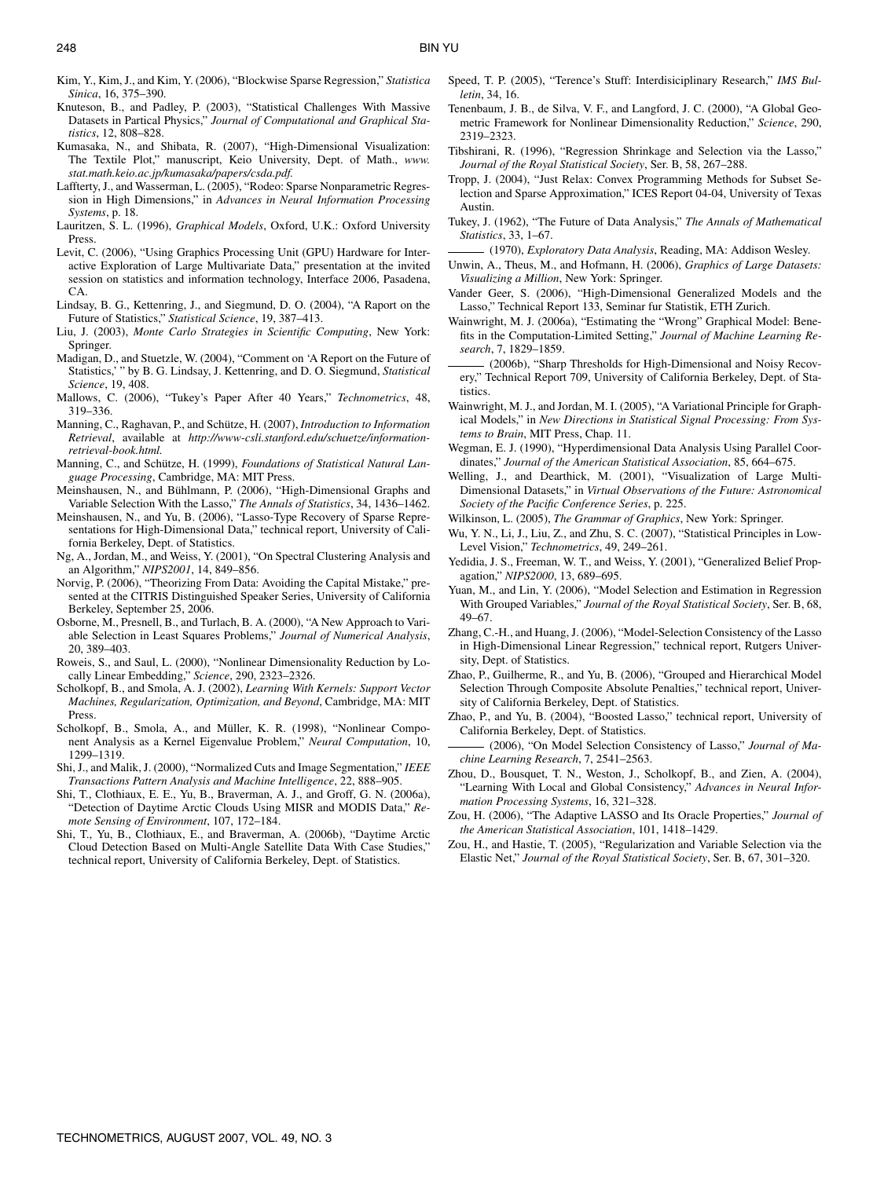Kim, Y., Kim, J., and Kim, Y. (2006), "Blockwise Sparse Regression," *Statistica Sinica*, 16, 375–390.

Knuteson, B., and Padley, P. (2003), "Statistical Challenges With Massive Datasets in Partical Physics," *Journal of Computational and Graphical Statistics*, 12, 808–828.

Kumasaka, N., and Shibata, R. (2007), "High-Dimensional Visualization: The Textile Plot," manuscript, Keio University, Dept. of Math., *www.stat.math.keio.ac.jp/kumasaka/papers/csda.pdf.*

Laffterty, J., and Wasserman, L. (2005), "Rodeo: Sparse Nonparametric Regression in High Dimensions," in *Advances in Neural Information Processing Systems*, p. 18.

Lauritzen, S. L. (1996), *Graphical Models*, Oxford, U.K.: Oxford University Press.

Levit, C. (2006), "Using Graphics Processing Unit (GPU) Hardware for Interactive Exploration of Large Multivariate Data," presentation at the invited session on statistics and information technology, Interface 2006, Pasadena, CA.

Lindsay, B. G., Kettenring, J., and Siegmund, D. O. (2004), "A Raport on the Future of Statistics," *Statistical Science*, 19, 387–413.

Liu, J. (2003), *Monte Carlo Strategies in Scientific Computing*, New York: Springer.

Madigan, D., and Stuetzle, W. (2004), "Comment on 'A Report on the Future of Statistics,' " by B. G. Lindsay, J. Kettenring, and D. O. Siegmund, *Statistical Science*, 19, 408.

Mallows, C. (2006), "Tukey's Paper After 40 Years," *Technometrics*, 48, 319–336.

Manning, C., Raghavan, P., and Schütze, H. (2007), *Introduction to Information Retrieval*, available at *http://www-csli.stanford.edu/schuetze/information-retrieval-book.html.*

Manning, C., and Schütze, H. (1999), *Foundations of Statistical Natural Language Processing*, Cambridge, MA: MIT Press.

Meinshausen, N., and Bühlmann, P. (2006), "High-Dimensional Graphs and Variable Selection With the Lasso," *The Annals of Statistics*, 34, 1436–1462.

Meinshausen, N., and Yu, B. (2006), "Lasso-Type Recovery of Sparse Representations for High-Dimensional Data," technical report, University of California Berkeley, Dept. of Statistics.

Ng, A., Jordan, M., and Weiss, Y. (2001), "On Spectral Clustering Analysis and an Algorithm," *NIPS2001*, 14, 849–856.

Norvig, P. (2006), "Theorizing From Data: Avoiding the Capital Mistake," presented at the CITRIS Distinguished Speaker Series, University of California Berkeley, September 25, 2006.

Osborne, M., Presnell, B., and Turlach, B. A. (2000), "A New Approach to Variable Selection in Least Squares Problems," *Journal of Numerical Analysis*, 20, 389–403.

Roweis, S., and Saul, L. (2000), "Nonlinear Dimensionality Reduction by Locally Linear Embedding," *Science*, 290, 2323–2326.

Scholkopf, B., and Smola, A. J. (2002), *Learning With Kernels: Support Vector Machines, Regularization, Optimization, and Beyond*, Cambridge, MA: MIT Press.

Scholkopf, B., Smola, A., and Müller, K. R. (1998), "Nonlinear Component Analysis as a Kernel Eigenvalue Problem," *Neural Computation*, 10, 1299–1319.

Shi, J., and Malik, J. (2000), "Normalized Cuts and Image Segmentation," *IEEE Transactions Pattern Analysis and Machine Intelligence*, 22, 888–905.

Shi, T., Clothiaux, E. E., Yu, B., Braverman, A. J., and Groff, G. N. (2006a), "Detection of Daytime Arctic Clouds Using MISR and MODIS Data," *Remote Sensing of Environment*, 107, 172–184.

Shi, T., Yu, B., Clothiaux, E., and Braverman, A. (2006b), "Daytime Arctic Cloud Detection Based on Multi-Angle Satellite Data With Case Studies," technical report, University of California Berkeley, Dept. of Statistics.

Speed, T. P. (2005), "Terence's Stuff: Interdisiciplinary Research," *IMS Bulletin*, 34, 16.

Tenenbaum, J. B., de Silva, V. F., and Langford, J. C. (2000), "A Global Geometric Framework for Nonlinear Dimensionality Reduction," *Science*, 290, 2319–2323.

Tibshirani, R. (1996), "Regression Shrinkage and Selection via the Lasso," *Journal of the Royal Statistical Society*, Ser. B, 58, 267–288.

Tropp, J. (2004), "Just Relax: Convex Programming Methods for Subset Selection and Sparse Approximation," ICES Report 04-04, University of Texas Austin.

Tukey, J. (1962), "The Future of Data Analysis," *The Annals of Mathematical Statistics*, 33, 1–67.

——— (1970), *Exploratory Data Analysis*, Reading, MA: Addison Wesley.

Unwin, A., Theus, M., and Hofmann, H. (2006), *Graphics of Large Datasets: Visualizing a Million*, New York: Springer.

Vander Geer, S. (2006), "High-Dimensional Generalized Models and the Lasso," Technical Report 133, Seminar fur Statistik, ETH Zurich.

Wainwright, M. J. (2006a), "Estimating the "Wrong" Graphical Model: Benefits in the Computation-Limited Setting," *Journal of Machine Learning Research*, 7, 1829–1859.

——— (2006b), "Sharp Thresholds for High-Dimensional and Noisy Recovery," Technical Report 709, University of California Berkeley, Dept. of Statistics.

Wainwright, M. J., and Jordan, M. I. (2005), "A Variational Principle for Graphical Models," in *New Directions in Statistical Signal Processing: From Systems to Brain*, MIT Press, Chap. 11.

Wegman, E. J. (1990), "Hyperdimensional Data Analysis Using Parallel Coordinates," *Journal of the American Statistical Association*, 85, 664–675.

Welling, J., and Dearthick, M. (2001), "Visualization of Large Multi-Dimensional Datasets," in *Virtual Observations of the Future: Astronomical Society of the Pacific Conference Series*, p. 225.

Wilkinson, L. (2005), *The Grammar of Graphics*, New York: Springer.

Wu, Y. N., Li, J., Liu, Z., and Zhu, S. C. (2007), "Statistical Principles in Low-Level Vision," *Technometrics*, 49, 249–261.

Yedidia, J. S., Freeman, W. T., and Weiss, Y. (2001), "Generalized Belief Propagation," *NIPS2000*, 13, 689–695.

Yuan, M., and Lin, Y. (2006), "Model Selection and Estimation in Regression With Grouped Variables," *Journal of the Royal Statistical Society*, Ser. B, 68, 49–67.

Zhang, C.-H., and Huang, J. (2006), "Model-Selection Consistency of the Lasso in High-Dimensional Linear Regression," technical report, Rutgers University, Dept. of Statistics.

Zhao, P., Guilherme, R., and Yu, B. (2006), "Grouped and Hierarchical Model Selection Through Composite Absolute Penalties," technical report, University of California Berkeley, Dept. of Statistics.

Zhao, P., and Yu, B. (2004), "Boosted Lasso," technical report, University of California Berkeley, Dept. of Statistics.

——— (2006), "On Model Selection Consistency of Lasso," *Journal of Machine Learning Research*, 7, 2541–2563.

Zhou, D., Bousquet, T. N., Weston, J., Scholkopf, B., and Zien, A. (2004), "Learning With Local and Global Consistency," *Advances in Neural Information Processing Systems*, 16, 321–328.

Zou, H. (2006), "The Adaptive LASSO and Its Oracle Properties," *Journal of the American Statistical Association*, 101, 1418–1429.

Zou, H., and Hastie, T. (2005), "Regularization and Variable Selection via the Elastic Net," *Journal of the Royal Statistical Society*, Ser. B, 67, 301–320.